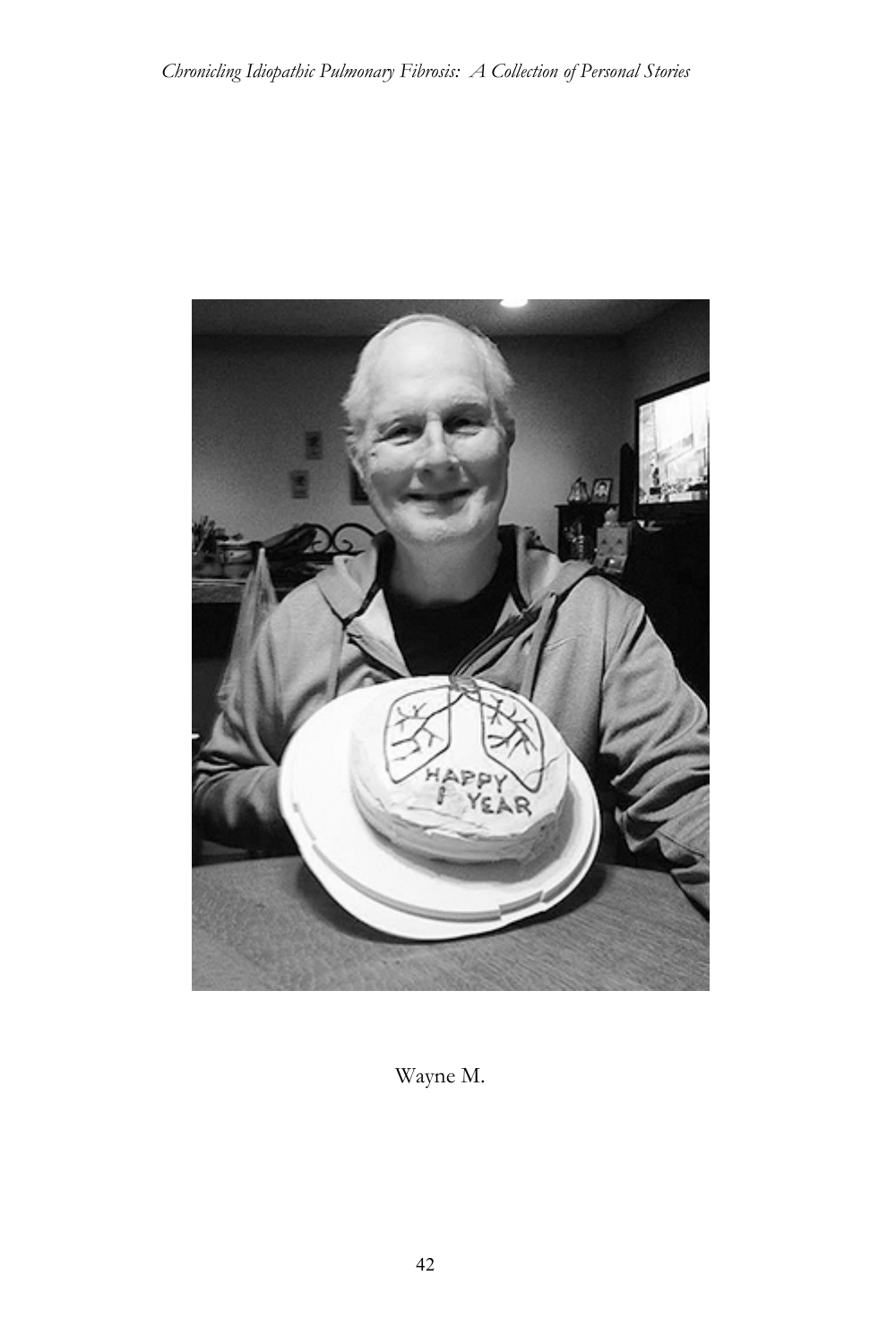Wayne M.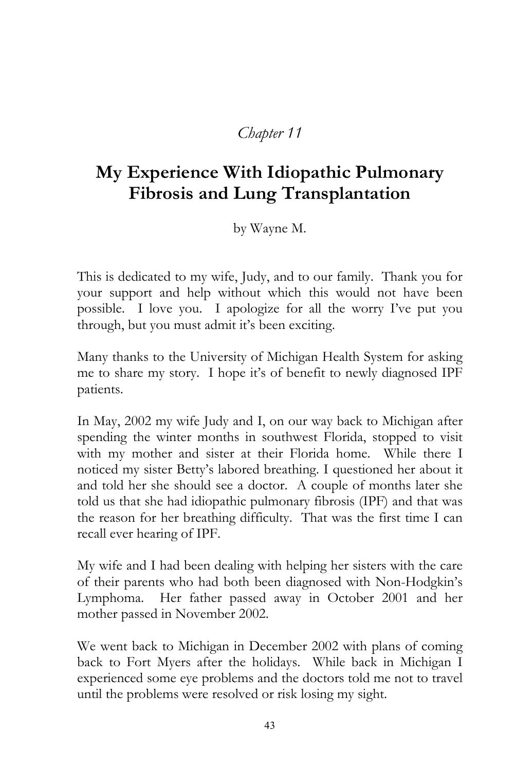*Chapter 11*

# My Experience With Idiopathic Pulmonary Fibrosis and Lung Transplantation

by Wayne M.

This is dedicated to my wife, Judy, and to our family. Thank you for your support and help without which this would not have been possible. I love you. I apologize for all the worry I've put you through, but you must admit it's been exciting.

Many thanks to the University of Michigan Health System for asking me to share my story. I hope it's of benefit to newly diagnosed IPF patients.

In May, 2002 my wife Judy and I, on our way back to Michigan after spending the winter months in southwest Florida, stopped to visit with my mother and sister at their Florida home. While there I noticed my sister Betty's labored breathing. I questioned her about it and told her she should see a doctor. A couple of months later she told us that she had idiopathic pulmonary fibrosis (IPF) and that was the reason for her breathing difficulty. That was the first time I can recall ever hearing of IPF.

My wife and I had been dealing with helping her sisters with the care of their parents who had both been diagnosed with Non-Hodgkin's Lymphoma. Her father passed away in October 2001 and her mother passed in November 2002.

We went back to Michigan in December 2002 with plans of coming back to Fort Myers after the holidays. While back in Michigan I experienced some eye problems and the doctors told me not to travel until the problems were resolved or risk losing my sight.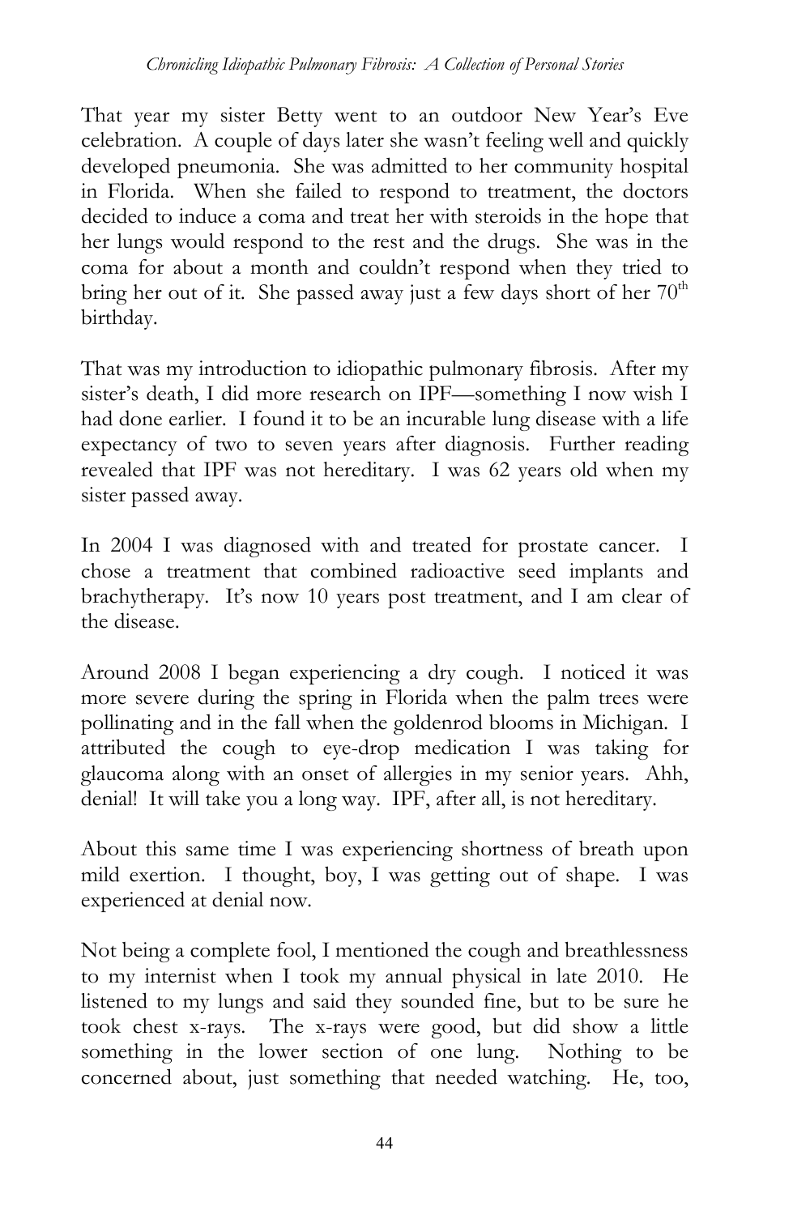That year my sister Betty went to an outdoor New Year's Eve celebration. A couple of days later she wasn't feeling well and quickly developed pneumonia. She was admitted to her community hospital in Florida. When she failed to respond to treatment, the doctors decided to induce a coma and treat her with steroids in the hope that her lungs would respond to the rest and the drugs. She was in the coma for about a month and couldn't respond when they tried to bring her out of it. She passed away just a few days short of her 70th birthday.

That was my introduction to idiopathic pulmonary fibrosis. After my sister's death, I did more research on IPF—something I now wish I had done earlier. I found it to be an incurable lung disease with a life expectancy of two to seven years after diagnosis. Further reading revealed that IPF was not hereditary. I was 62 years old when my sister passed away.

In 2004 I was diagnosed with and treated for prostate cancer. I chose a treatment that combined radioactive seed implants and brachytherapy. It's now 10 years post treatment, and I am clear of the disease.

Around 2008 I began experiencing a dry cough. I noticed it was more severe during the spring in Florida when the palm trees were pollinating and in the fall when the goldenrod blooms in Michigan. I attributed the cough to eye-drop medication I was taking for glaucoma along with an onset of allergies in my senior years. Ahh, denial! It will take you a long way. IPF, after all, is not hereditary.

About this same time I was experiencing shortness of breath upon mild exertion. I thought, boy, I was getting out of shape. I was experienced at denial now.

Not being a complete fool, I mentioned the cough and breathlessness to my internist when I took my annual physical in late 2010. He listened to my lungs and said they sounded fine, but to be sure he took chest x-rays. The x-rays were good, but did show a little something in the lower section of one lung. Nothing to be concerned about, just something that needed watching. He, too,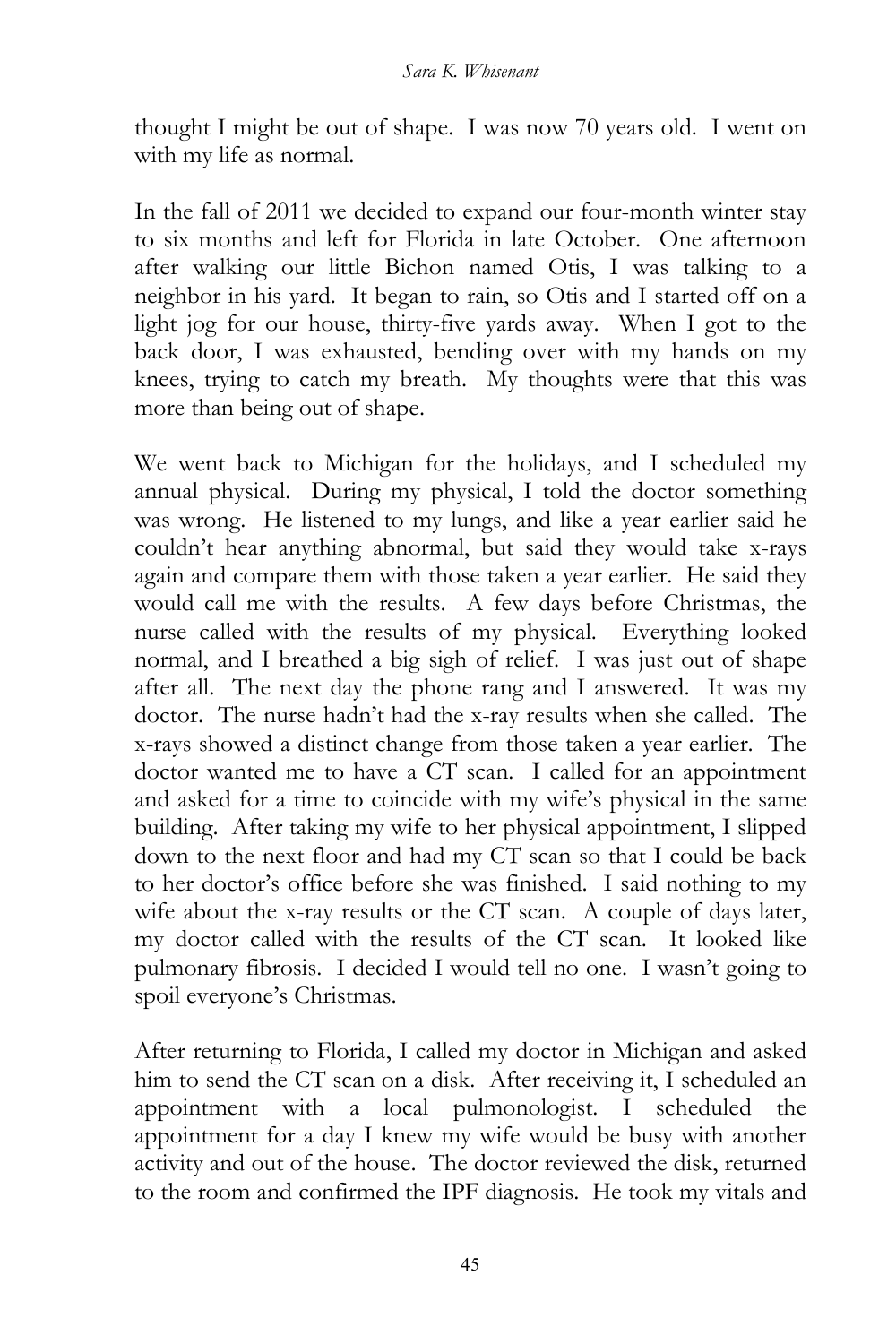thought I might be out of shape. I was now 70 years old. I went on with my life as normal.

In the fall of 2011 we decided to expand our four-month winter stay to six months and left for Florida in late October. One afternoon after walking our little Bichon named Otis, I was talking to a neighbor in his yard. It began to rain, so Otis and I started off on a light jog for our house, thirty-five yards away. When I got to the back door, I was exhausted, bending over with my hands on my knees, trying to catch my breath. My thoughts were that this was more than being out of shape.

We went back to Michigan for the holidays, and I scheduled my annual physical. During my physical, I told the doctor something was wrong. He listened to my lungs, and like a year earlier said he couldn't hear anything abnormal, but said they would take x-rays again and compare them with those taken a year earlier. He said they would call me with the results. A few days before Christmas, the nurse called with the results of my physical. Everything looked normal, and I breathed a big sigh of relief. I was just out of shape after all. The next day the phone rang and I answered. It was my doctor. The nurse hadn't had the x-ray results when she called. The x-rays showed a distinct change from those taken a year earlier. The doctor wanted me to have a CT scan. I called for an appointment and asked for a time to coincide with my wife's physical in the same building. After taking my wife to her physical appointment, I slipped down to the next floor and had my CT scan so that I could be back to her doctor's office before she was finished. I said nothing to my wife about the x-ray results or the CT scan. A couple of days later, my doctor called with the results of the CT scan. It looked like pulmonary fibrosis. I decided I would tell no one. I wasn't going to spoil everyone's Christmas.

After returning to Florida, I called my doctor in Michigan and asked him to send the CT scan on a disk. After receiving it, I scheduled an appointment with a local pulmonologist. I scheduled the appointment for a day I knew my wife would be busy with another activity and out of the house. The doctor reviewed the disk, returned to the room and confirmed the IPF diagnosis. He took my vitals and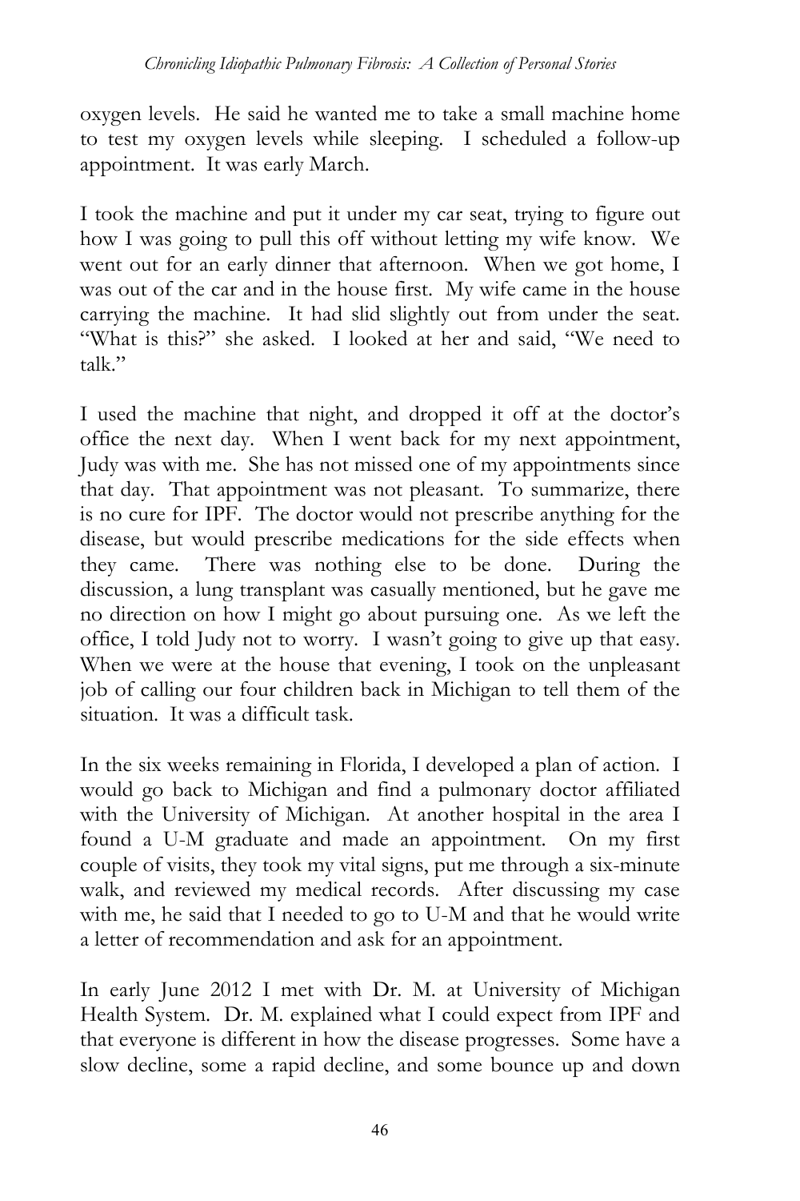oxygen levels. He said he wanted me to take a small machine home to test my oxygen levels while sleeping. I scheduled a follow-up appointment. It was early March.

I took the machine and put it under my car seat, trying to figure out how I was going to pull this off without letting my wife know. We went out for an early dinner that afternoon. When we got home, I was out of the car and in the house first. My wife came in the house carrying the machine. It had slid slightly out from under the seat. "What is this?" she asked. I looked at her and said, "We need to talk."

I used the machine that night, and dropped it off at the doctor's office the next day. When I went back for my next appointment, Judy was with me. She has not missed one of my appointments since that day. That appointment was not pleasant. To summarize, there is no cure for IPF. The doctor would not prescribe anything for the disease, but would prescribe medications for the side effects when they came. There was nothing else to be done. During the discussion, a lung transplant was casually mentioned, but he gave me no direction on how I might go about pursuing one. As we left the office, I told Judy not to worry. I wasn't going to give up that easy. When we were at the house that evening, I took on the unpleasant job of calling our four children back in Michigan to tell them of the situation. It was a difficult task.

In the six weeks remaining in Florida, I developed a plan of action. I would go back to Michigan and find a pulmonary doctor affiliated with the University of Michigan. At another hospital in the area I found a U-M graduate and made an appointment. On my first couple of visits, they took my vital signs, put me through a six-minute walk, and reviewed my medical records. After discussing my case with me, he said that I needed to go to U-M and that he would write a letter of recommendation and ask for an appointment.

In early June 2012 I met with Dr. M. at University of Michigan Health System. Dr. M. explained what I could expect from IPF and that everyone is different in how the disease progresses. Some have a slow decline, some a rapid decline, and some bounce up and down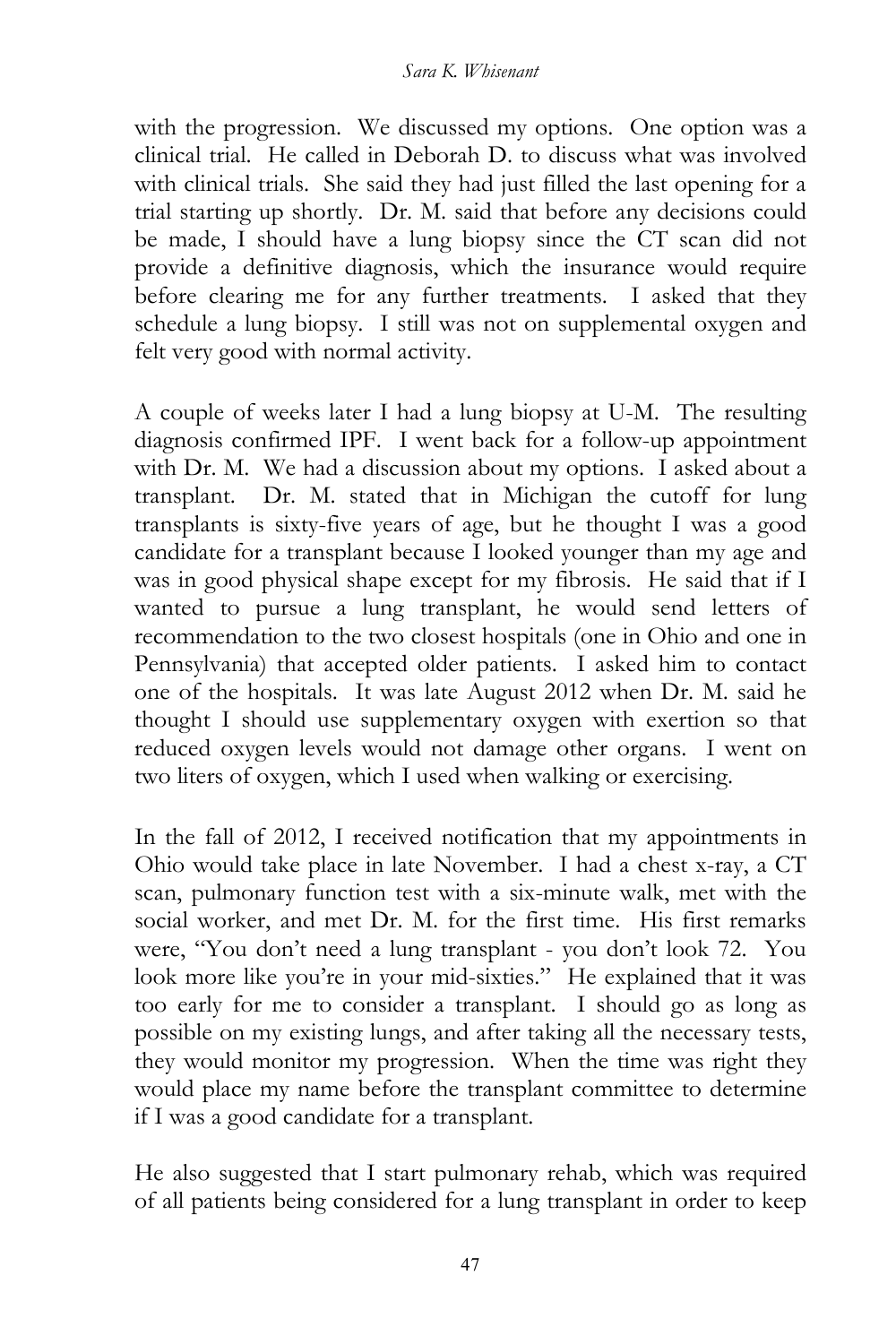with the progression. We discussed my options. One option was a clinical trial. He called in Deborah D. to discuss what was involved with clinical trials. She said they had just filled the last opening for a trial starting up shortly. Dr. M. said that before any decisions could be made, I should have a lung biopsy since the CT scan did not provide a definitive diagnosis, which the insurance would require before clearing me for any further treatments. I asked that they schedule a lung biopsy. I still was not on supplemental oxygen and felt very good with normal activity.

A couple of weeks later I had a lung biopsy at U-M. The resulting diagnosis confirmed IPF. I went back for a follow-up appointment with Dr. M. We had a discussion about my options. I asked about a transplant. Dr. M. stated that in Michigan the cutoff for lung transplants is sixty-five years of age, but he thought I was a good candidate for a transplant because I looked younger than my age and was in good physical shape except for my fibrosis. He said that if I wanted to pursue a lung transplant, he would send letters of recommendation to the two closest hospitals (one in Ohio and one in Pennsylvania) that accepted older patients. I asked him to contact one of the hospitals. It was late August 2012 when Dr. M. said he thought I should use supplementary oxygen with exertion so that reduced oxygen levels would not damage other organs. I went on two liters of oxygen, which I used when walking or exercising.

In the fall of 2012, I received notification that my appointments in Ohio would take place in late November. I had a chest x-ray, a CT scan, pulmonary function test with a six-minute walk, met with the social worker, and met Dr. M. for the first time. His first remarks were, "You don't need a lung transplant - you don't look 72. You look more like you're in your mid-sixties." He explained that it was too early for me to consider a transplant. I should go as long as possible on my existing lungs, and after taking all the necessary tests, they would monitor my progression. When the time was right they would place my name before the transplant committee to determine if I was a good candidate for a transplant.

He also suggested that I start pulmonary rehab, which was required of all patients being considered for a lung transplant in order to keep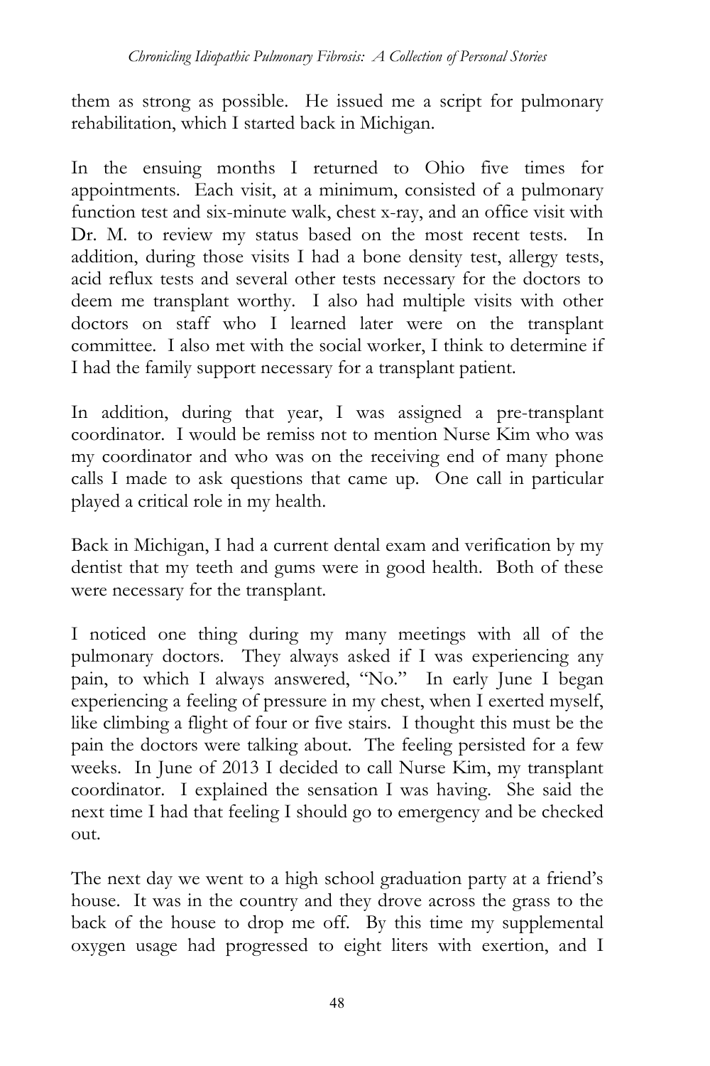them as strong as possible. He issued me a script for pulmonary rehabilitation, which I started back in Michigan.

In the ensuing months I returned to Ohio five times for appointments. Each visit, at a minimum, consisted of a pulmonary function test and six-minute walk, chest x-ray, and an office visit with Dr. M. to review my status based on the most recent tests. In addition, during those visits I had a bone density test, allergy tests, acid reflux tests and several other tests necessary for the doctors to deem me transplant worthy. I also had multiple visits with other doctors on staff who I learned later were on the transplant committee. I also met with the social worker, I think to determine if I had the family support necessary for a transplant patient.

In addition, during that year, I was assigned a pre-transplant coordinator. I would be remiss not to mention Nurse Kim who was my coordinator and who was on the receiving end of many phone calls I made to ask questions that came up. One call in particular played a critical role in my health.

Back in Michigan, I had a current dental exam and verification by my dentist that my teeth and gums were in good health. Both of these were necessary for the transplant.

I noticed one thing during my many meetings with all of the pulmonary doctors. They always asked if I was experiencing any pain, to which I always answered, "No." In early June I began experiencing a feeling of pressure in my chest, when I exerted myself, like climbing a flight of four or five stairs. I thought this must be the pain the doctors were talking about. The feeling persisted for a few weeks. In June of 2013 I decided to call Nurse Kim, my transplant coordinator. I explained the sensation I was having. She said the next time I had that feeling I should go to emergency and be checked out.

The next day we went to a high school graduation party at a friend's house. It was in the country and they drove across the grass to the back of the house to drop me off. By this time my supplemental oxygen usage had progressed to eight liters with exertion, and I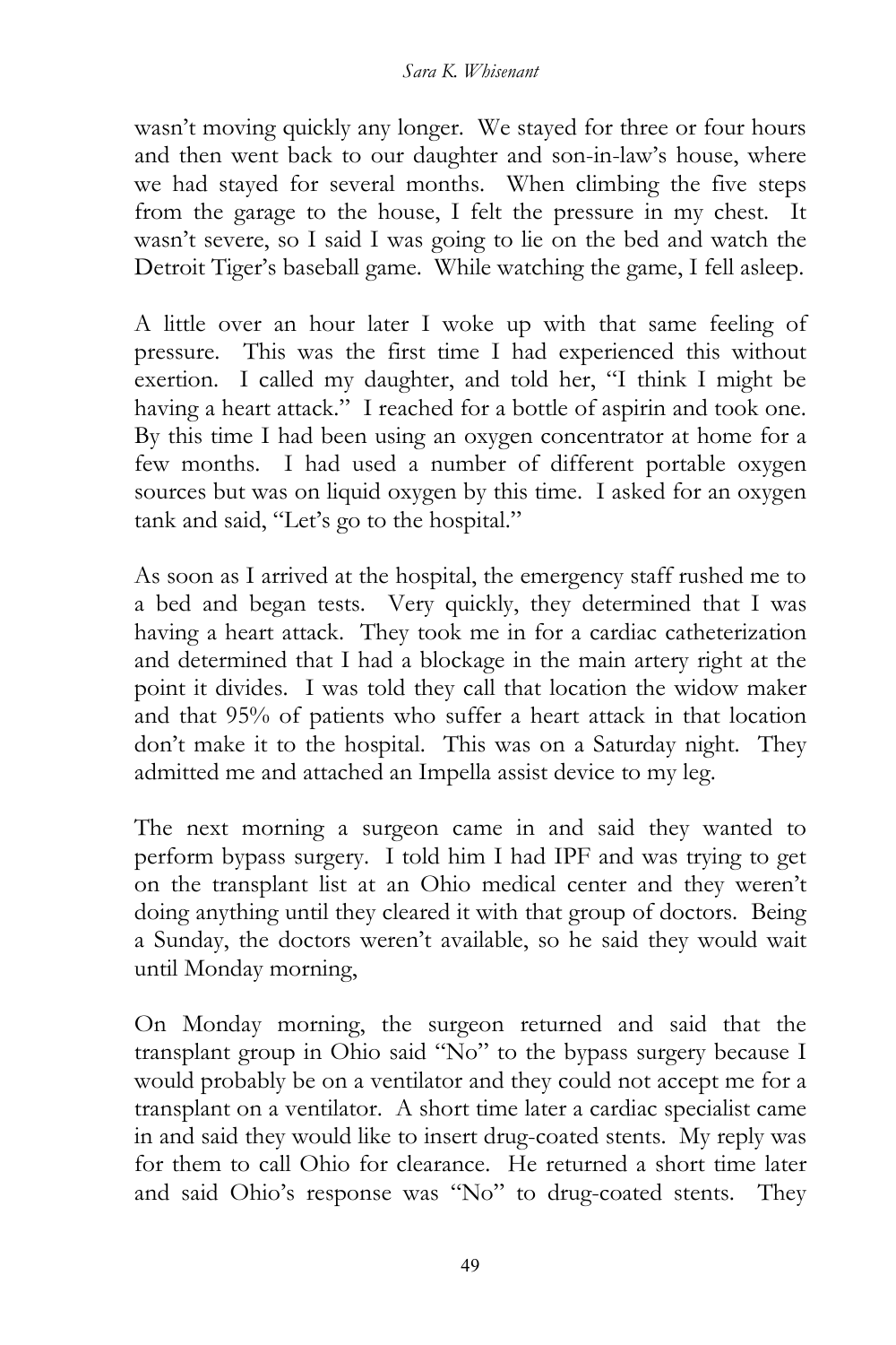wasn't moving quickly any longer. We stayed for three or four hours and then went back to our daughter and son-in-law's house, where we had stayed for several months. When climbing the five steps from the garage to the house, I felt the pressure in my chest. It wasn't severe, so I said I was going to lie on the bed and watch the Detroit Tiger's baseball game. While watching the game, I fell asleep.

A little over an hour later I woke up with that same feeling of pressure. This was the first time I had experienced this without exertion. I called my daughter, and told her, "I think I might be having a heart attack." I reached for a bottle of aspirin and took one. By this time I had been using an oxygen concentrator at home for a few months. I had used a number of different portable oxygen sources but was on liquid oxygen by this time. I asked for an oxygen tank and said, "Let's go to the hospital."

As soon as I arrived at the hospital, the emergency staff rushed me to a bed and began tests. Very quickly, they determined that I was having a heart attack. They took me in for a cardiac catheterization and determined that I had a blockage in the main artery right at the point it divides. I was told they call that location the widow maker and that 95% of patients who suffer a heart attack in that location don't make it to the hospital. This was on a Saturday night. They admitted me and attached an Impella assist device to my leg.

The next morning a surgeon came in and said they wanted to perform bypass surgery. I told him I had IPF and was trying to get on the transplant list at an Ohio medical center and they weren't doing anything until they cleared it with that group of doctors. Being a Sunday, the doctors weren't available, so he said they would wait until Monday morning,

On Monday morning, the surgeon returned and said that the transplant group in Ohio said "No" to the bypass surgery because I would probably be on a ventilator and they could not accept me for a transplant on a ventilator. A short time later a cardiac specialist came in and said they would like to insert drug-coated stents. My reply was for them to call Ohio for clearance. He returned a short time later and said Ohio's response was "No" to drug-coated stents. They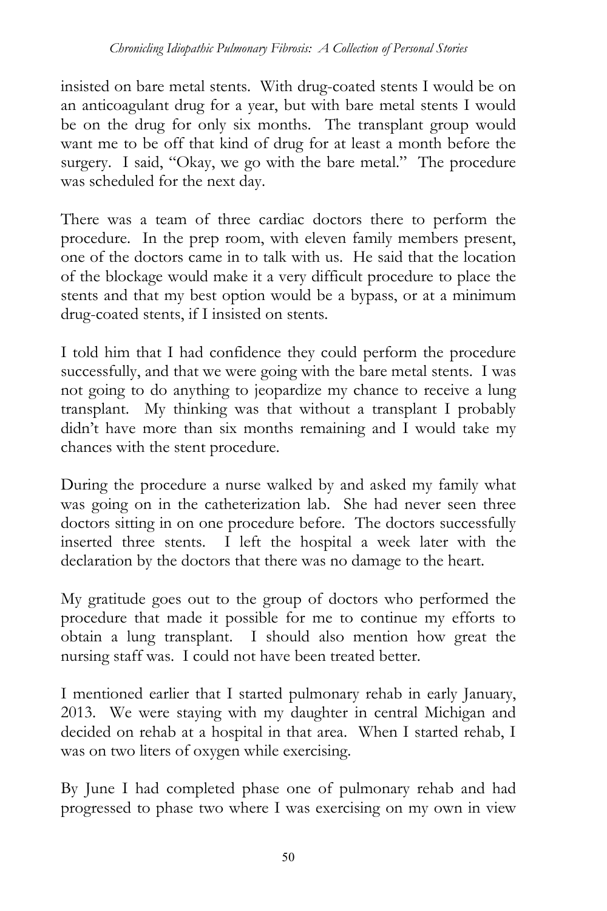insisted on bare metal stents. With drug-coated stents I would be on an anticoagulant drug for a year, but with bare metal stents I would be on the drug for only six months. The transplant group would want me to be off that kind of drug for at least a month before the surgery. I said, "Okay, we go with the bare metal." The procedure was scheduled for the next day.

There was a team of three cardiac doctors there to perform the procedure. In the prep room, with eleven family members present, one of the doctors came in to talk with us. He said that the location of the blockage would make it a very difficult procedure to place the stents and that my best option would be a bypass, or at a minimum drug-coated stents, if I insisted on stents.

I told him that I had confidence they could perform the procedure successfully, and that we were going with the bare metal stents. I was not going to do anything to jeopardize my chance to receive a lung transplant. My thinking was that without a transplant I probably didn't have more than six months remaining and I would take my chances with the stent procedure.

During the procedure a nurse walked by and asked my family what was going on in the catheterization lab. She had never seen three doctors sitting in on one procedure before. The doctors successfully inserted three stents. I left the hospital a week later with the declaration by the doctors that there was no damage to the heart.

My gratitude goes out to the group of doctors who performed the procedure that made it possible for me to continue my efforts to obtain a lung transplant. I should also mention how great the nursing staff was. I could not have been treated better.

I mentioned earlier that I started pulmonary rehab in early January, 2013. We were staying with my daughter in central Michigan and decided on rehab at a hospital in that area. When I started rehab, I was on two liters of oxygen while exercising.

By June I had completed phase one of pulmonary rehab and had progressed to phase two where I was exercising on my own in view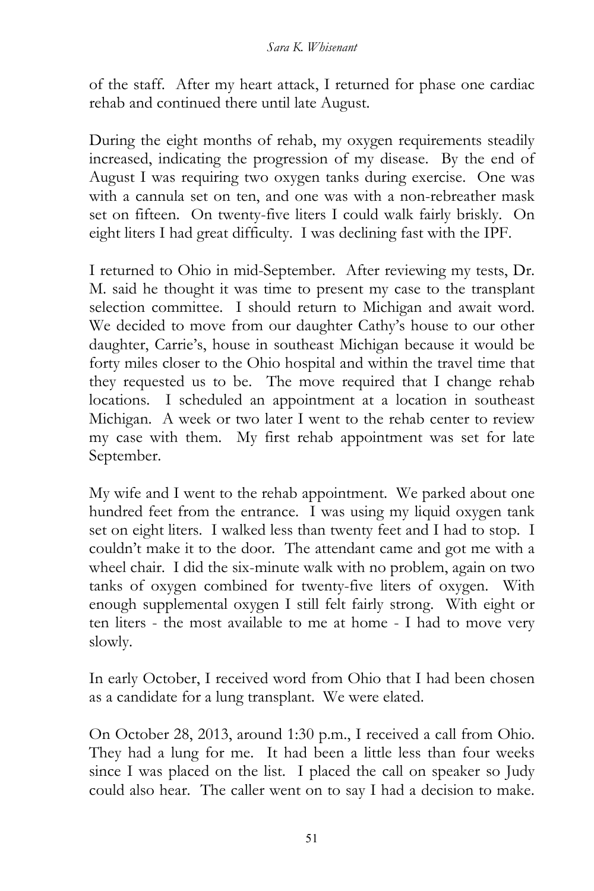of the staff. After my heart attack, I returned for phase one cardiac rehab and continued there until late August.

During the eight months of rehab, my oxygen requirements steadily increased, indicating the progression of my disease. By the end of August I was requiring two oxygen tanks during exercise. One was with a cannula set on ten, and one was with a non-rebreather mask set on fifteen. On twenty-five liters I could walk fairly briskly. On eight liters I had great difficulty. I was declining fast with the IPF.

I returned to Ohio in mid-September. After reviewing my tests, Dr. M. said he thought it was time to present my case to the transplant selection committee. I should return to Michigan and await word. We decided to move from our daughter Cathy's house to our other daughter, Carrie's, house in southeast Michigan because it would be forty miles closer to the Ohio hospital and within the travel time that they requested us to be. The move required that I change rehab locations. I scheduled an appointment at a location in southeast Michigan. A week or two later I went to the rehab center to review my case with them. My first rehab appointment was set for late September.

My wife and I went to the rehab appointment. We parked about one hundred feet from the entrance. I was using my liquid oxygen tank set on eight liters. I walked less than twenty feet and I had to stop. I couldn't make it to the door. The attendant came and got me with a wheel chair. I did the six-minute walk with no problem, again on two tanks of oxygen combined for twenty-five liters of oxygen. With enough supplemental oxygen I still felt fairly strong. With eight or ten liters - the most available to me at home - I had to move very slowly.

In early October, I received word from Ohio that I had been chosen as a candidate for a lung transplant. We were elated.

On October 28, 2013, around 1:30 p.m., I received a call from Ohio. They had a lung for me. It had been a little less than four weeks since I was placed on the list. I placed the call on speaker so Judy could also hear. The caller went on to say I had a decision to make.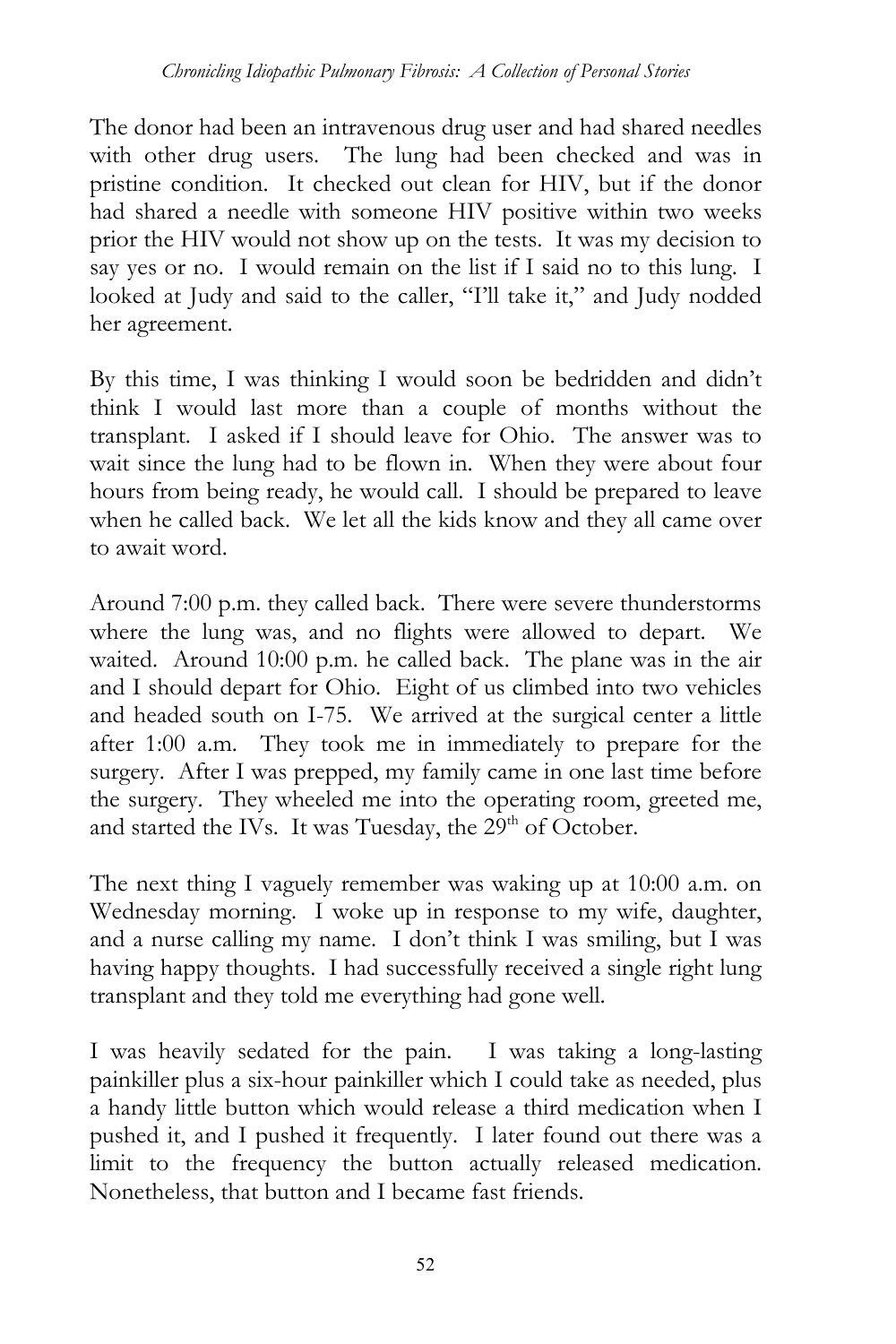The donor had been an intravenous drug user and had shared needles with other drug users. The lung had been checked and was in pristine condition. It checked out clean for HIV, but if the donor had shared a needle with someone HIV positive within two weeks prior the HIV would not show up on the tests. It was my decision to say yes or no. I would remain on the list if I said no to this lung. I looked at Judy and said to the caller, "I'll take it," and Judy nodded her agreement.

By this time, I was thinking I would soon be bedridden and didn't think I would last more than a couple of months without the transplant. I asked if I should leave for Ohio. The answer was to wait since the lung had to be flown in. When they were about four hours from being ready, he would call. I should be prepared to leave when he called back. We let all the kids know and they all came over to await word.

Around 7:00 p.m. they called back. There were severe thunderstorms where the lung was, and no flights were allowed to depart. We waited. Around 10:00 p.m. he called back. The plane was in the air and I should depart for Ohio. Eight of us climbed into two vehicles and headed south on I-75. We arrived at the surgical center a little after 1:00 a.m. They took me in immediately to prepare for the surgery. After I was prepped, my family came in one last time before the surgery. They wheeled me into the operating room, greeted me, and started the IVs. It was Tuesday, the 29th of October.

The next thing I vaguely remember was waking up at 10:00 a.m. on Wednesday morning. I woke up in response to my wife, daughter, and a nurse calling my name. I don't think I was smiling, but I was having happy thoughts. I had successfully received a single right lung transplant and they told me everything had gone well.

I was heavily sedated for the pain. I was taking a long-lasting painkiller plus a six-hour painkiller which I could take as needed, plus a handy little button which would release a third medication when I pushed it, and I pushed it frequently. I later found out there was a limit to the frequency the button actually released medication. Nonetheless, that button and I became fast friends.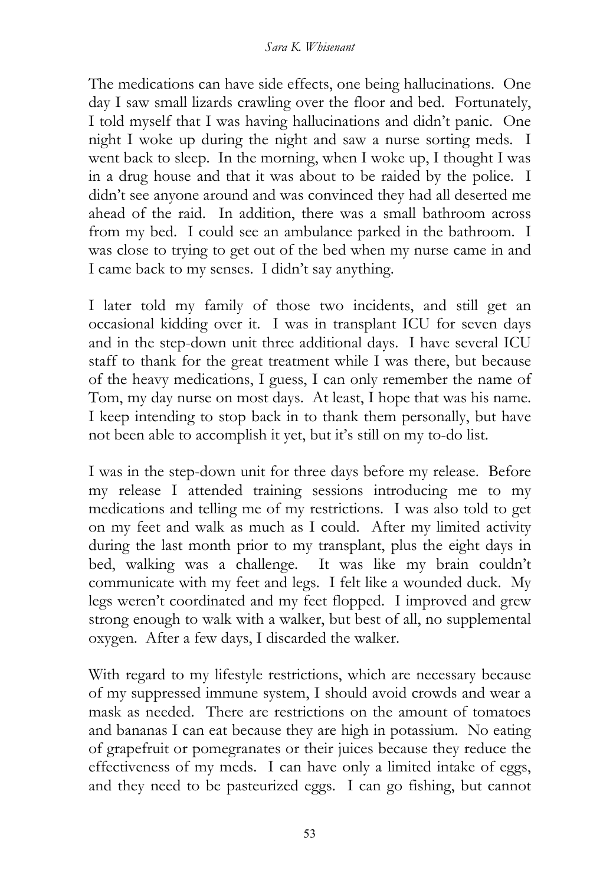The medications can have side effects, one being hallucinations. One day I saw small lizards crawling over the floor and bed. Fortunately, I told myself that I was having hallucinations and didn't panic. One night I woke up during the night and saw a nurse sorting meds. I went back to sleep. In the morning, when I woke up, I thought I was in a drug house and that it was about to be raided by the police. I didn't see anyone around and was convinced they had all deserted me ahead of the raid. In addition, there was a small bathroom across from my bed. I could see an ambulance parked in the bathroom. I was close to trying to get out of the bed when my nurse came in and I came back to my senses. I didn't say anything.

I later told my family of those two incidents, and still get an occasional kidding over it. I was in transplant ICU for seven days and in the step-down unit three additional days. I have several ICU staff to thank for the great treatment while I was there, but because of the heavy medications, I guess, I can only remember the name of Tom, my day nurse on most days. At least, I hope that was his name. I keep intending to stop back in to thank them personally, but have not been able to accomplish it yet, but it's still on my to-do list.

I was in the step-down unit for three days before my release. Before my release I attended training sessions introducing me to my medications and telling me of my restrictions. I was also told to get on my feet and walk as much as I could. After my limited activity during the last month prior to my transplant, plus the eight days in bed, walking was a challenge. It was like my brain couldn't communicate with my feet and legs. I felt like a wounded duck. My legs weren't coordinated and my feet flopped. I improved and grew strong enough to walk with a walker, but best of all, no supplemental oxygen. After a few days, I discarded the walker.

With regard to my lifestyle restrictions, which are necessary because of my suppressed immune system, I should avoid crowds and wear a mask as needed. There are restrictions on the amount of tomatoes and bananas I can eat because they are high in potassium. No eating of grapefruit or pomegranates or their juices because they reduce the effectiveness of my meds. I can have only a limited intake of eggs, and they need to be pasteurized eggs. I can go fishing, but cannot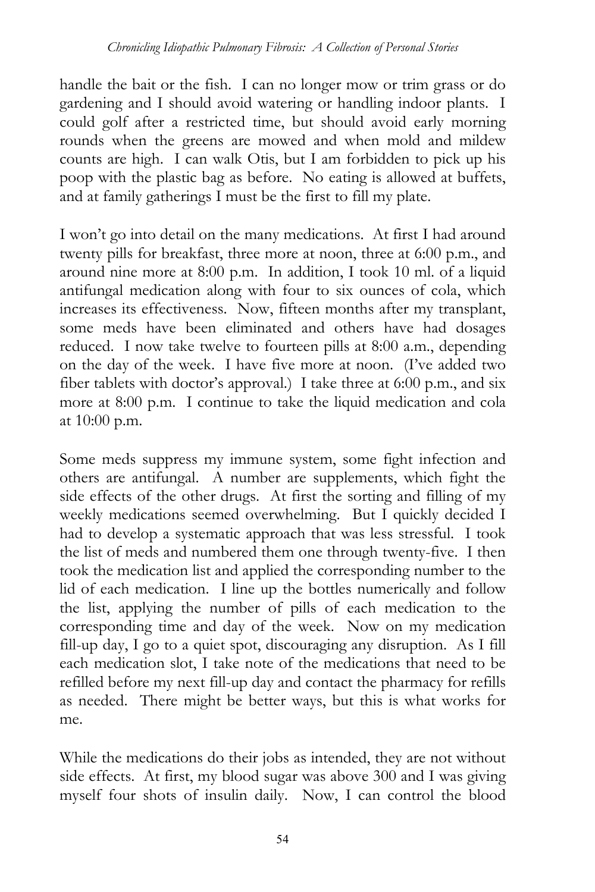handle the bait or the fish. I can no longer mow or trim grass or do gardening and I should avoid watering or handling indoor plants. I could golf after a restricted time, but should avoid early morning rounds when the greens are mowed and when mold and mildew counts are high. I can walk Otis, but I am forbidden to pick up his poop with the plastic bag as before. No eating is allowed at buffets, and at family gatherings I must be the first to fill my plate.

I won't go into detail on the many medications. At first I had around twenty pills for breakfast, three more at noon, three at 6:00 p.m., and around nine more at 8:00 p.m. In addition, I took 10 ml. of a liquid antifungal medication along with four to six ounces of cola, which increases its effectiveness. Now, fifteen months after my transplant, some meds have been eliminated and others have had dosages reduced. I now take twelve to fourteen pills at 8:00 a.m., depending on the day of the week. I have five more at noon. (I've added two fiber tablets with doctor's approval.) I take three at 6:00 p.m., and six more at 8:00 p.m. I continue to take the liquid medication and cola at 10:00 p.m.

Some meds suppress my immune system, some fight infection and others are antifungal. A number are supplements, which fight the side effects of the other drugs. At first the sorting and filling of my weekly medications seemed overwhelming. But I quickly decided I had to develop a systematic approach that was less stressful. I took the list of meds and numbered them one through twenty-five. I then took the medication list and applied the corresponding number to the lid of each medication. I line up the bottles numerically and follow the list, applying the number of pills of each medication to the corresponding time and day of the week. Now on my medication fill-up day, I go to a quiet spot, discouraging any disruption. As I fill each medication slot, I take note of the medications that need to be refilled before my next fill-up day and contact the pharmacy for refills as needed. There might be better ways, but this is what works for me.

While the medications do their jobs as intended, they are not without side effects. At first, my blood sugar was above 300 and I was giving myself four shots of insulin daily. Now, I can control the blood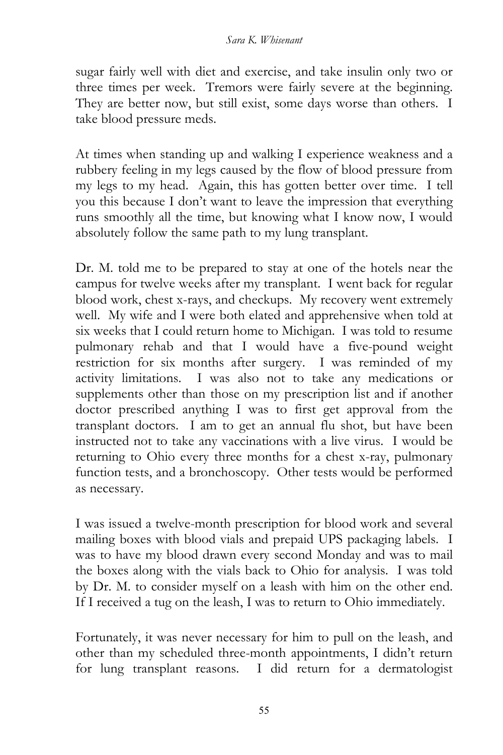sugar fairly well with diet and exercise, and take insulin only two or three times per week. Tremors were fairly severe at the beginning. They are better now, but still exist, some days worse than others. I take blood pressure meds.

At times when standing up and walking I experience weakness and a rubbery feeling in my legs caused by the flow of blood pressure from my legs to my head. Again, this has gotten better over time. I tell you this because I don't want to leave the impression that everything runs smoothly all the time, but knowing what I know now, I would absolutely follow the same path to my lung transplant.

Dr. M. told me to be prepared to stay at one of the hotels near the campus for twelve weeks after my transplant. I went back for regular blood work, chest x-rays, and checkups. My recovery went extremely well. My wife and I were both elated and apprehensive when told at six weeks that I could return home to Michigan. I was told to resume pulmonary rehab and that I would have a five-pound weight restriction for six months after surgery. I was reminded of my activity limitations. I was also not to take any medications or supplements other than those on my prescription list and if another doctor prescribed anything I was to first get approval from the transplant doctors. I am to get an annual flu shot, but have been instructed not to take any vaccinations with a live virus. I would be returning to Ohio every three months for a chest x-ray, pulmonary function tests, and a bronchoscopy. Other tests would be performed as necessary.

I was issued a twelve-month prescription for blood work and several mailing boxes with blood vials and prepaid UPS packaging labels. I was to have my blood drawn every second Monday and was to mail the boxes along with the vials back to Ohio for analysis. I was told by Dr. M. to consider myself on a leash with him on the other end. If I received a tug on the leash, I was to return to Ohio immediately.

Fortunately, it was never necessary for him to pull on the leash, and other than my scheduled three-month appointments, I didn't return for lung transplant reasons. I did return for a dermatologist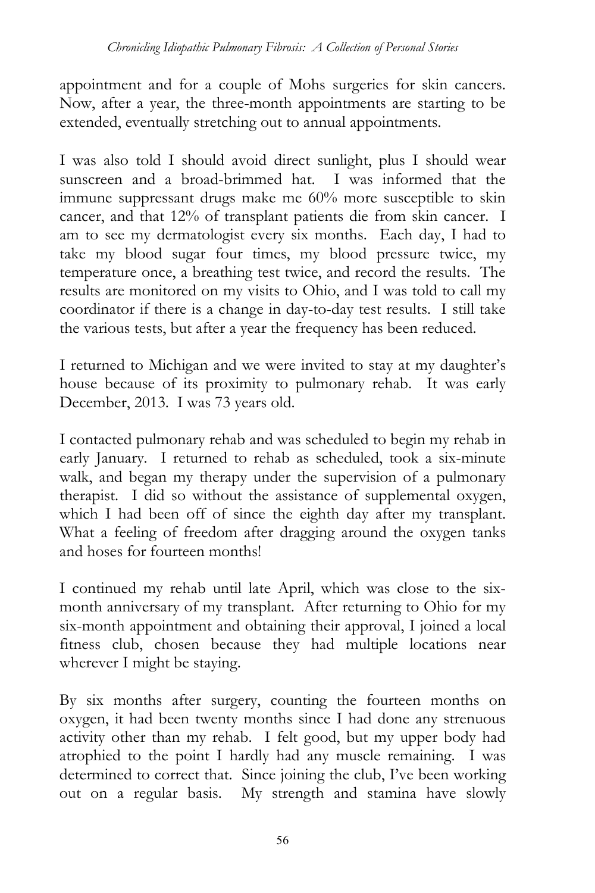appointment and for a couple of Mohs surgeries for skin cancers. Now, after a year, the three-month appointments are starting to be extended, eventually stretching out to annual appointments.

I was also told I should avoid direct sunlight, plus I should wear sunscreen and a broad-brimmed hat. I was informed that the immune suppressant drugs make me 60% more susceptible to skin cancer, and that 12% of transplant patients die from skin cancer. I am to see my dermatologist every six months. Each day, I had to take my blood sugar four times, my blood pressure twice, my temperature once, a breathing test twice, and record the results. The results are monitored on my visits to Ohio, and I was told to call my coordinator if there is a change in day-to-day test results. I still take the various tests, but after a year the frequency has been reduced.

I returned to Michigan and we were invited to stay at my daughter's house because of its proximity to pulmonary rehab. It was early December, 2013. I was 73 years old.

I contacted pulmonary rehab and was scheduled to begin my rehab in early January. I returned to rehab as scheduled, took a six-minute walk, and began my therapy under the supervision of a pulmonary therapist. I did so without the assistance of supplemental oxygen, which I had been off of since the eighth day after my transplant. What a feeling of freedom after dragging around the oxygen tanks and hoses for fourteen months!

I continued my rehab until late April, which was close to the six-month anniversary of my transplant. After returning to Ohio for my six-month appointment and obtaining their approval, I joined a local fitness club, chosen because they had multiple locations near wherever I might be staying.

By six months after surgery, counting the fourteen months on oxygen, it had been twenty months since I had done any strenuous activity other than my rehab. I felt good, but my upper body had atrophied to the point I hardly had any muscle remaining. I was determined to correct that. Since joining the club, I've been working out on a regular basis. My strength and stamina have slowly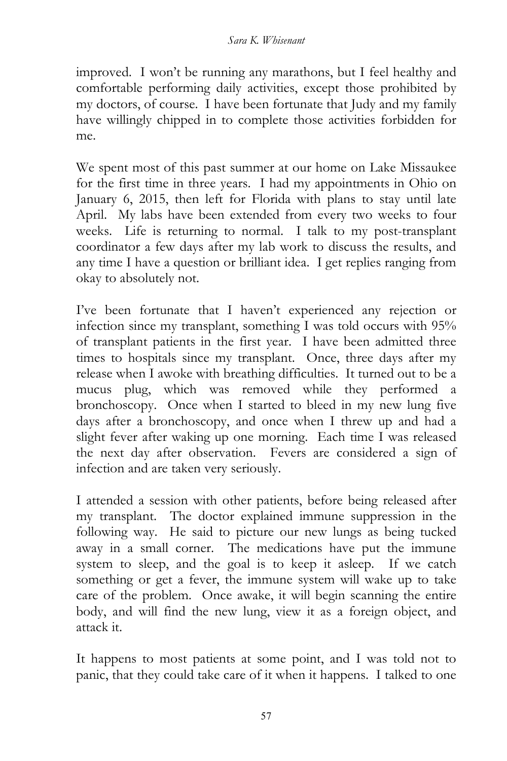improved. I won't be running any marathons, but I feel healthy and comfortable performing daily activities, except those prohibited by my doctors, of course. I have been fortunate that Judy and my family have willingly chipped in to complete those activities forbidden for me.

We spent most of this past summer at our home on Lake Missaukee for the first time in three years. I had my appointments in Ohio on January 6, 2015, then left for Florida with plans to stay until late April. My labs have been extended from every two weeks to four weeks. Life is returning to normal. I talk to my post-transplant coordinator a few days after my lab work to discuss the results, and any time I have a question or brilliant idea. I get replies ranging from okay to absolutely not.

I've been fortunate that I haven't experienced any rejection or infection since my transplant, something I was told occurs with 95% of transplant patients in the first year. I have been admitted three times to hospitals since my transplant. Once, three days after my release when I awoke with breathing difficulties. It turned out to be a mucus plug, which was removed while they performed a bronchoscopy. Once when I started to bleed in my new lung five days after a bronchoscopy, and once when I threw up and had a slight fever after waking up one morning. Each time I was released the next day after observation. Fevers are considered a sign of infection and are taken very seriously.

I attended a session with other patients, before being released after my transplant. The doctor explained immune suppression in the following way. He said to picture our new lungs as being tucked away in a small corner. The medications have put the immune system to sleep, and the goal is to keep it asleep. If we catch something or get a fever, the immune system will wake up to take care of the problem. Once awake, it will begin scanning the entire body, and will find the new lung, view it as a foreign object, and attack it.

It happens to most patients at some point, and I was told not to panic, that they could take care of it when it happens. I talked to one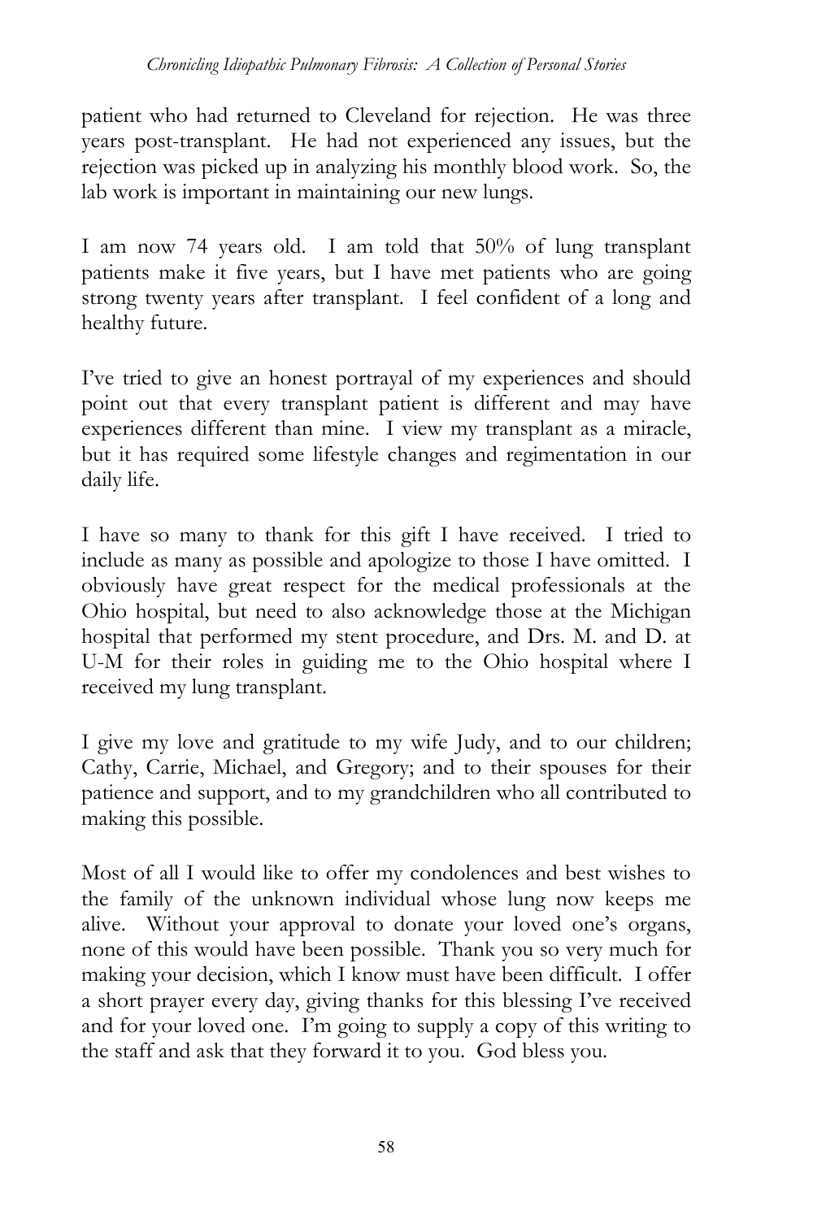patient who had returned to Cleveland for rejection. He was three years post-transplant. He had not experienced any issues, but the rejection was picked up in analyzing his monthly blood work. So, the lab work is important in maintaining our new lungs.

I am now 74 years old. I am told that 50% of lung transplant patients make it five years, but I have met patients who are going strong twenty years after transplant. I feel confident of a long and healthy future.

I've tried to give an honest portrayal of my experiences and should point out that every transplant patient is different and may have experiences different than mine. I view my transplant as a miracle, but it has required some lifestyle changes and regimentation in our daily life.

I have so many to thank for this gift I have received. I tried to include as many as possible and apologize to those I have omitted. I obviously have great respect for the medical professionals at the Ohio hospital, but need to also acknowledge those at the Michigan hospital that performed my stent procedure, and Drs. M. and D. at U-M for their roles in guiding me to the Ohio hospital where I received my lung transplant.

I give my love and gratitude to my wife Judy, and to our children; Cathy, Carrie, Michael, and Gregory; and to their spouses for their patience and support, and to my grandchildren who all contributed to making this possible.

Most of all I would like to offer my condolences and best wishes to the family of the unknown individual whose lung now keeps me alive. Without your approval to donate your loved one's organs, none of this would have been possible. Thank you so very much for making your decision, which I know must have been difficult. I offer a short prayer every day, giving thanks for this blessing I've received and for your loved one. I'm going to supply a copy of this writing to the staff and ask that they forward it to you. God bless you.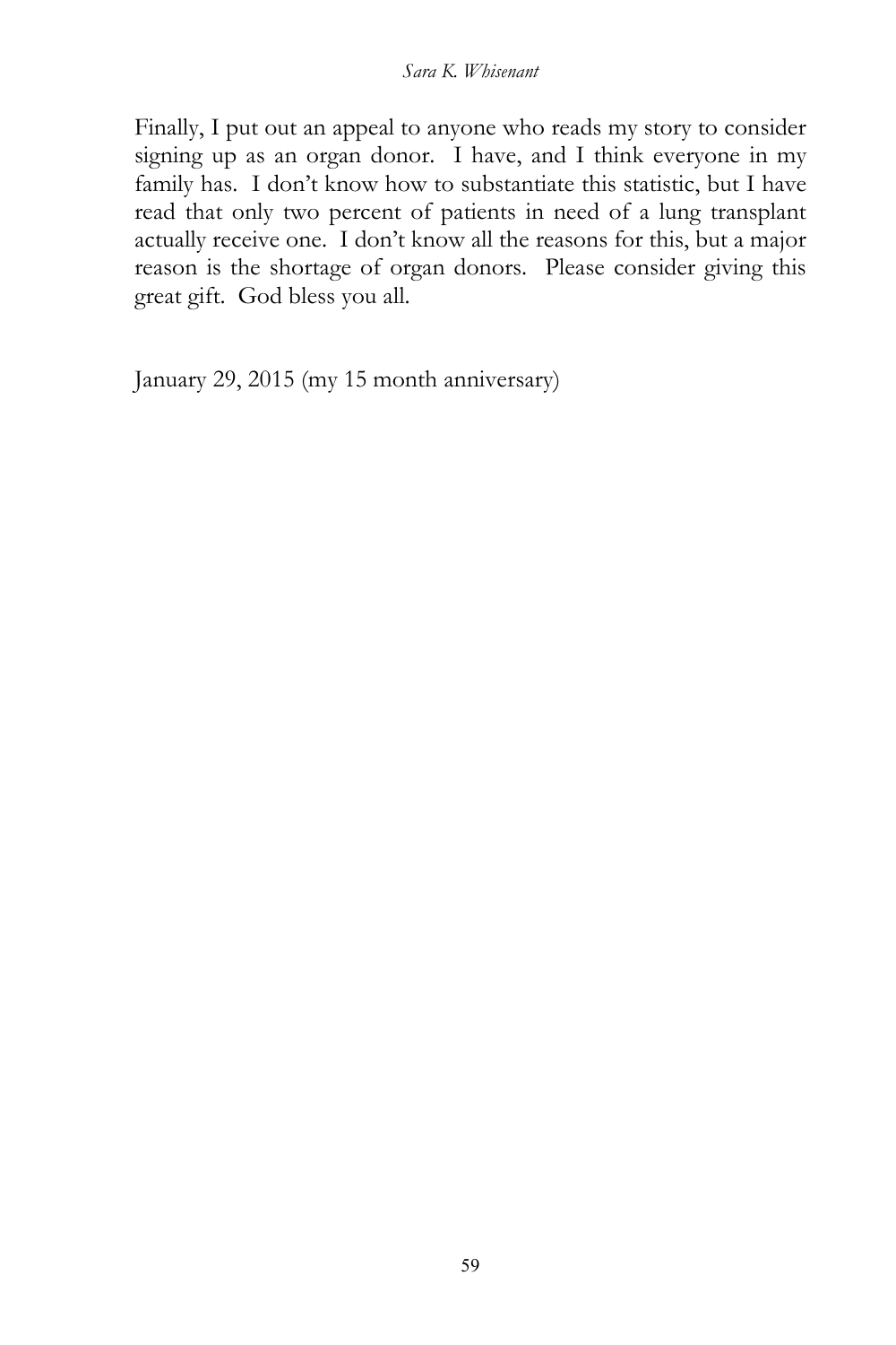Finally, I put out an appeal to anyone who reads my story to consider signing up as an organ donor. I have, and I think everyone in my family has. I don't know how to substantiate this statistic, but I have read that only two percent of patients in need of a lung transplant actually receive one. I don't know all the reasons for this, but a major reason is the shortage of organ donors. Please consider giving this great gift. God bless you all.

January 29, 2015 (my 15 month anniversary)